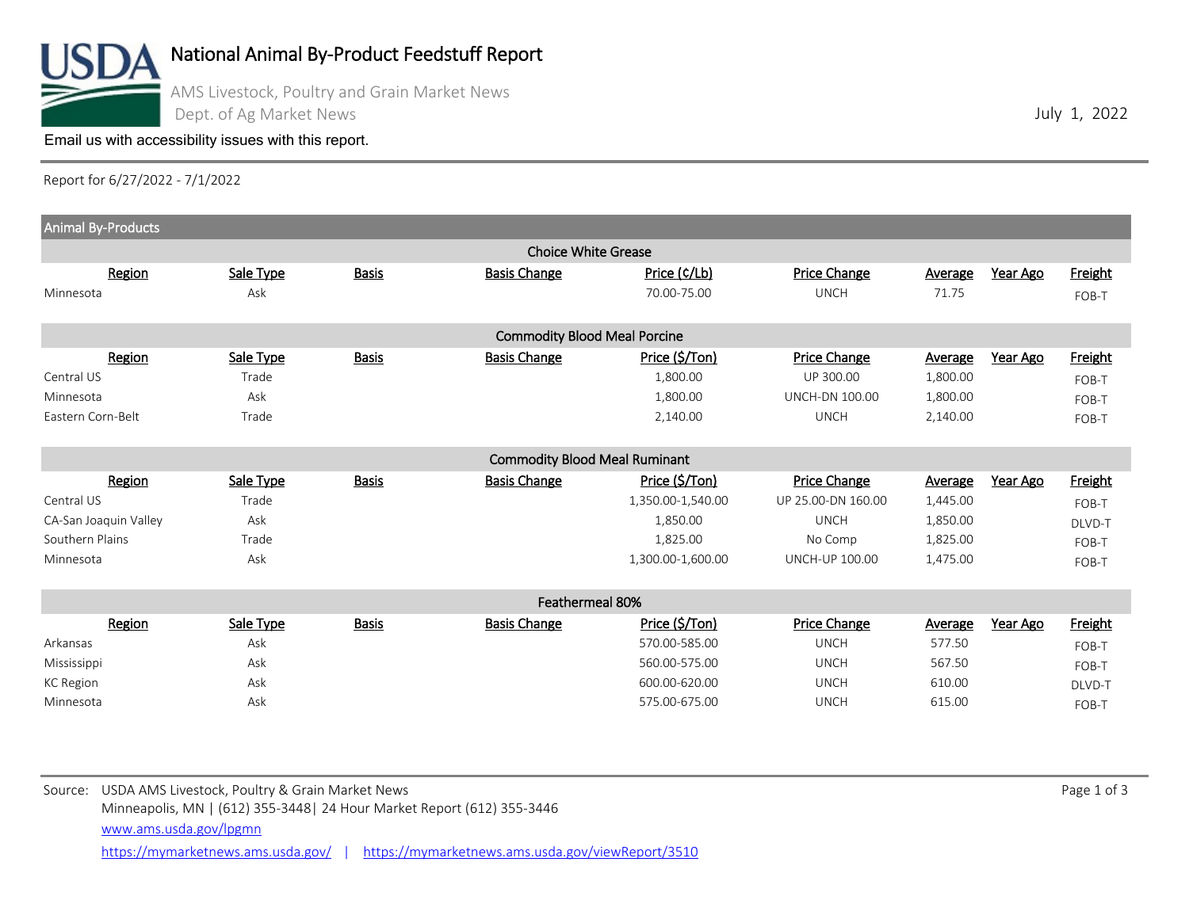# National Animal By-Product Feedstuff Report

AMS Livestock, Poultry and Grain Market News
Dept. of Ag Market News

July 1, 2022

Email us with accessibility issues with this report.

Report for 6/27/2022 - 7/1/2022

## Animal By-Products

### Choice White Grease

| Region | Sale Type | Basis | Basis Change | Price (¢/Lb) | Price Change | Average | Year Ago | Freight |
|---|---|---|---|---|---|---|---|---|
| Minnesota | Ask | | | 70.00-75.00 | UNCH | 71.75 | | FOB-T |

### Commodity Blood Meal Porcine

| Region | Sale Type | Basis | Basis Change | Price ($/Ton) | Price Change | Average | Year Ago | Freight |
|---|---|---|---|---|---|---|---|---|
| Central US | Trade | | | 1,800.00 | UP 300.00 | 1,800.00 | | FOB-T |
| Minnesota | Ask | | | 1,800.00 | UNCH-DN 100.00 | 1,800.00 | | FOB-T |
| Eastern Corn-Belt | Trade | | | 2,140.00 | UNCH | 2,140.00 | | FOB-T |

### Commodity Blood Meal Ruminant

| Region | Sale Type | Basis | Basis Change | Price ($/Ton) | Price Change | Average | Year Ago | Freight |
|---|---|---|---|---|---|---|---|---|
| Central US | Trade | | | 1,350.00-1,540.00 | UP 25.00-DN 160.00 | 1,445.00 | | FOB-T |
| CA-San Joaquin Valley | Ask | | | 1,850.00 | UNCH | 1,850.00 | | DLVD-T |
| Southern Plains | Trade | | | 1,825.00 | No Comp | 1,825.00 | | FOB-T |
| Minnesota | Ask | | | 1,300.00-1,600.00 | UNCH-UP 100.00 | 1,475.00 | | FOB-T |

### Feathermeal 80%

| Region | Sale Type | Basis | Basis Change | Price ($/Ton) | Price Change | Average | Year Ago | Freight |
|---|---|---|---|---|---|---|---|---|
| Arkansas | Ask | | | 570.00-585.00 | UNCH | 577.50 | | FOB-T |
| Mississippi | Ask | | | 560.00-575.00 | UNCH | 567.50 | | FOB-T |
| KC Region | Ask | | | 600.00-620.00 | UNCH | 610.00 | | DLVD-T |
| Minnesota | Ask | | | 575.00-675.00 | UNCH | 615.00 | | FOB-T |

Source: USDA AMS Livestock, Poultry & Grain Market News
Minneapolis, MN | (612) 355-3448| 24 Hour Market Report (612) 355-3446
www.ams.usda.gov/lpgmn
https://mymarketnews.ams.usda.gov/ | https://mymarketnews.ams.usda.gov/viewReport/3510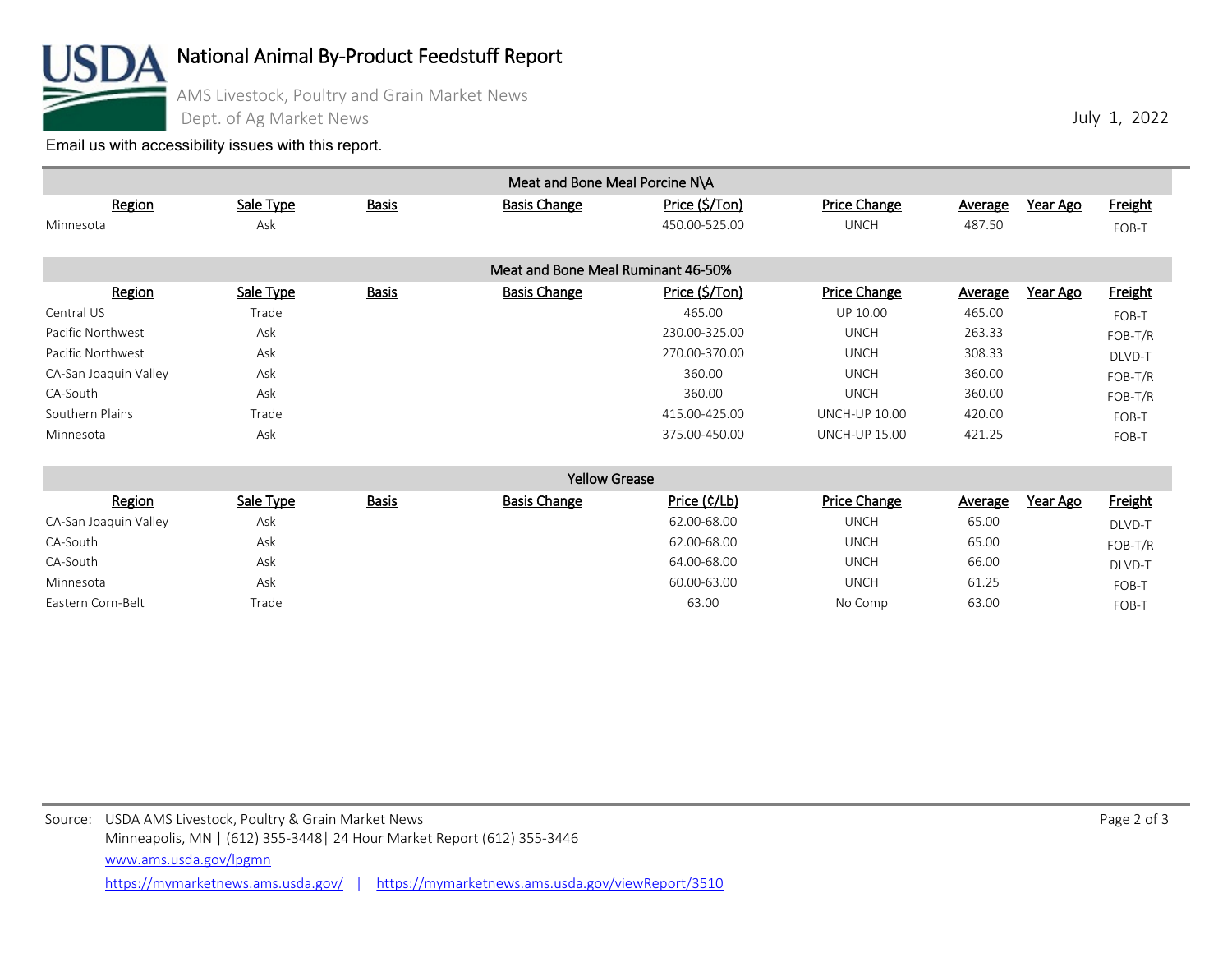# National Animal By-Product Feedstuff Report

AMS Livestock, Poultry and Grain Market News
Dept. of Ag Market News

July 1, 2022

Email us with accessibility issues with this report.

**Meat and Bone Meal Porcine N\A**

| Region | Sale Type | Basis | Basis Change | Price ($/Ton) | Price Change | Average | Year Ago | Freight |
|---|---|---|---|---|---|---|---|---|
| Minnesota | Ask | | | 450.00-525.00 | UNCH | 487.50 | | FOB-T |

**Meat and Bone Meal Ruminant 46-50%**

| Region | Sale Type | Basis | Basis Change | Price ($/Ton) | Price Change | Average | Year Ago | Freight |
|---|---|---|---|---|---|---|---|---|
| Central US | Trade | | | 465.00 | UP 10.00 | 465.00 | | FOB-T |
| Pacific Northwest | Ask | | | 230.00-325.00 | UNCH | 263.33 | | FOB-T/R |
| Pacific Northwest | Ask | | | 270.00-370.00 | UNCH | 308.33 | | DLVD-T |
| CA-San Joaquin Valley | Ask | | | 360.00 | UNCH | 360.00 | | FOB-T/R |
| CA-South | Ask | | | 360.00 | UNCH | 360.00 | | FOB-T/R |
| Southern Plains | Trade | | | 415.00-425.00 | UNCH-UP 10.00 | 420.00 | | FOB-T |
| Minnesota | Ask | | | 375.00-450.00 | UNCH-UP 15.00 | 421.25 | | FOB-T |

**Yellow Grease**

| Region | Sale Type | Basis | Basis Change | Price (¢/Lb) | Price Change | Average | Year Ago | Freight |
|---|---|---|---|---|---|---|---|---|
| CA-San Joaquin Valley | Ask | | | 62.00-68.00 | UNCH | 65.00 | | DLVD-T |
| CA-South | Ask | | | 62.00-68.00 | UNCH | 65.00 | | FOB-T/R |
| CA-South | Ask | | | 64.00-68.00 | UNCH | 66.00 | | DLVD-T |
| Minnesota | Ask | | | 60.00-63.00 | UNCH | 61.25 | | FOB-T |
| Eastern Corn-Belt | Trade | | | 63.00 | No Comp | 63.00 | | FOB-T |

Source: USDA AMS Livestock, Poultry & Grain Market News
Minneapolis, MN | (612) 355-3448| 24 Hour Market Report (612) 355-3446
www.ams.usda.gov/lpgmn
https://mymarketnews.ams.usda.gov/ | https://mymarketnews.ams.usda.gov/viewReport/3510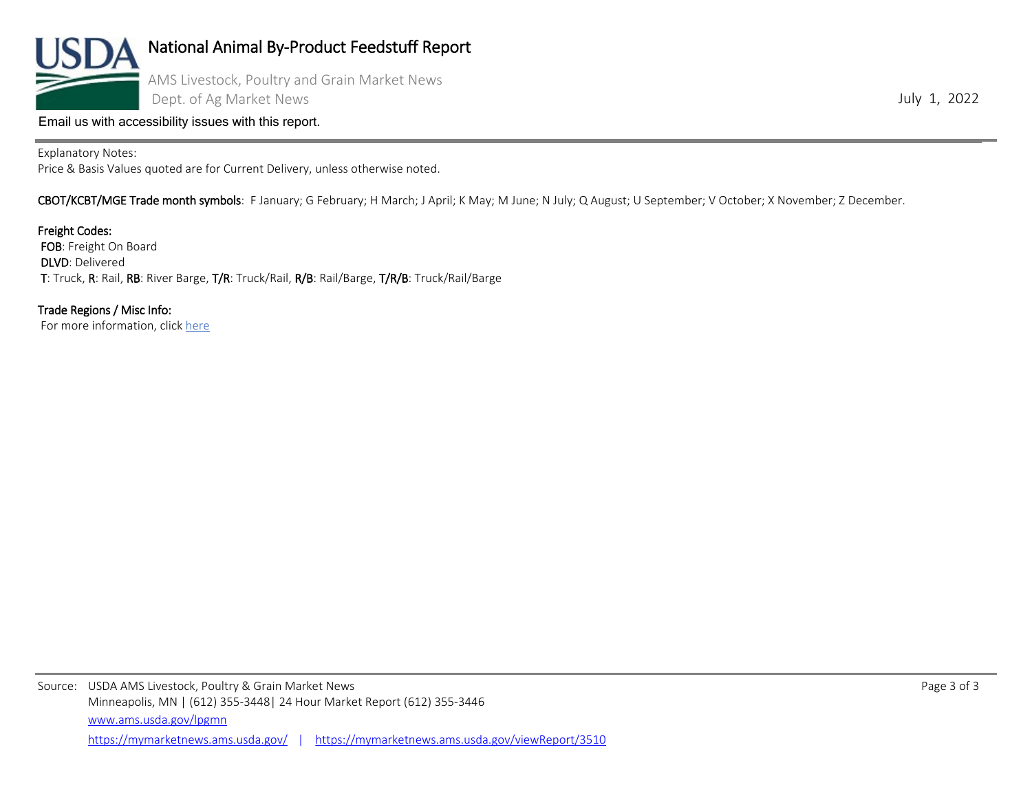Explanatory Notes:
Price & Basis Values quoted are for Current Delivery, unless otherwise noted.

**CBOT/KCBT/MGE Trade month symbols**: F January; G February; H March; J April; K May; M June; N July; Q August; U September; V October; X November; Z December.

**Freight Codes:**
**FOB**: Freight On Board
**DLVD**: Delivered
**T**: Truck, **R**: Rail, **RB**: River Barge, **T/R**: Truck/Rail, **R/B**: Rail/Barge, **T/R/B**: Truck/Rail/Barge

**Trade Regions / Misc Info:**
For more information, click here

Source: USDA AMS Livestock, Poultry & Grain Market News
Minneapolis, MN | (612) 355-3448| 24 Hour Market Report (612) 355-3446
www.ams.usda.gov/lpgmn
https://mymarketnews.ams.usda.gov/ | https://mymarketnews.ams.usda.gov/viewReport/3510